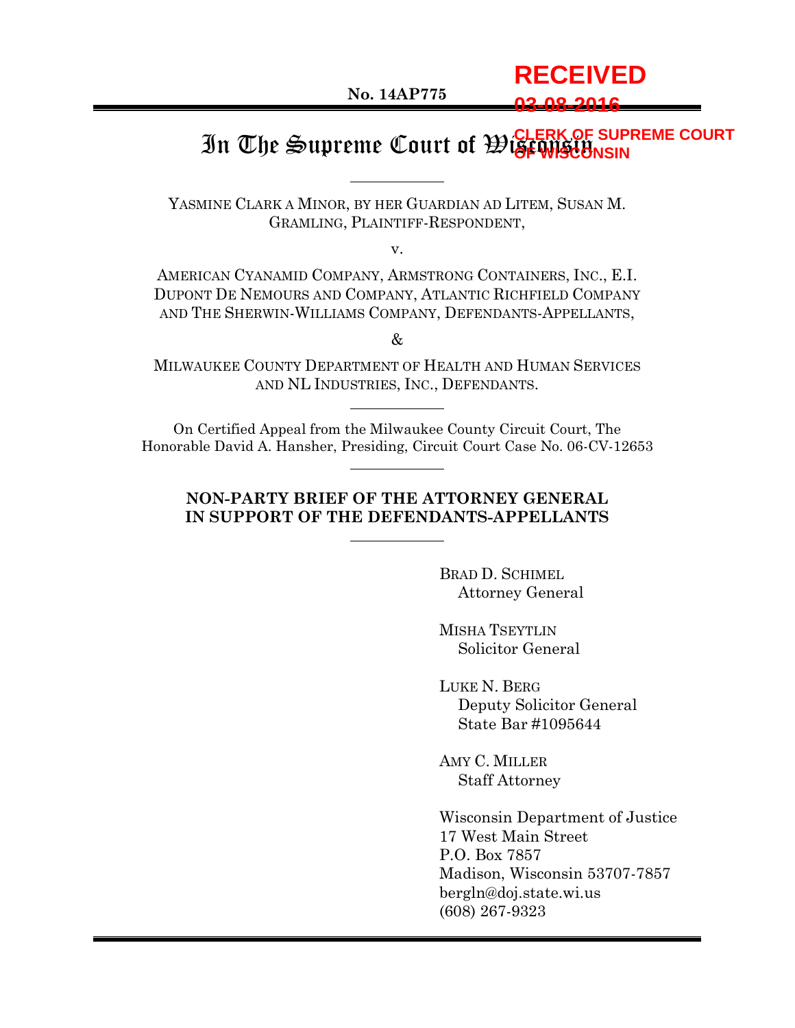RECEIVED

03-08-2016

CLERK OF SUPREME COURT OF WISCONSIN

**No. 14AP775**

# In The Supreme Court of Wisconsin

YASMINE CLARK A MINOR, BY HER GUARDIAN AD LITEM, SUSAN M. GRAMLING, PLAINTIFF-RESPONDENT,

v.

AMERICAN CYANAMID COMPANY, ARMSTRONG CONTAINERS, INC., E.I. DUPONT DE NEMOURS AND COMPANY, ATLANTIC RICHFIELD COMPANY AND THE SHERWIN-WILLIAMS COMPANY, DEFENDANTS-APPELLANTS,

&

MILWAUKEE COUNTY DEPARTMENT OF HEALTH AND HUMAN SERVICES AND NL INDUSTRIES, INC., DEFENDANTS.

On Certified Appeal from the Milwaukee County Circuit Court, The Honorable David A. Hansher, Presiding, Circuit Court Case No. 06-CV-12653

**NON-PARTY BRIEF OF THE ATTORNEY GENERAL IN SUPPORT OF THE DEFENDANTS-APPELLANTS**

BRAD D. SCHIMEL
Attorney General

MISHA TSEYTLIN
Solicitor General

LUKE N. BERG
Deputy Solicitor General
State Bar #1095644

AMY C. MILLER
Staff Attorney

Wisconsin Department of Justice
17 West Main Street
P.O. Box 7857
Madison, Wisconsin 53707-7857
bergln@doj.state.wi.us
(608) 267-9323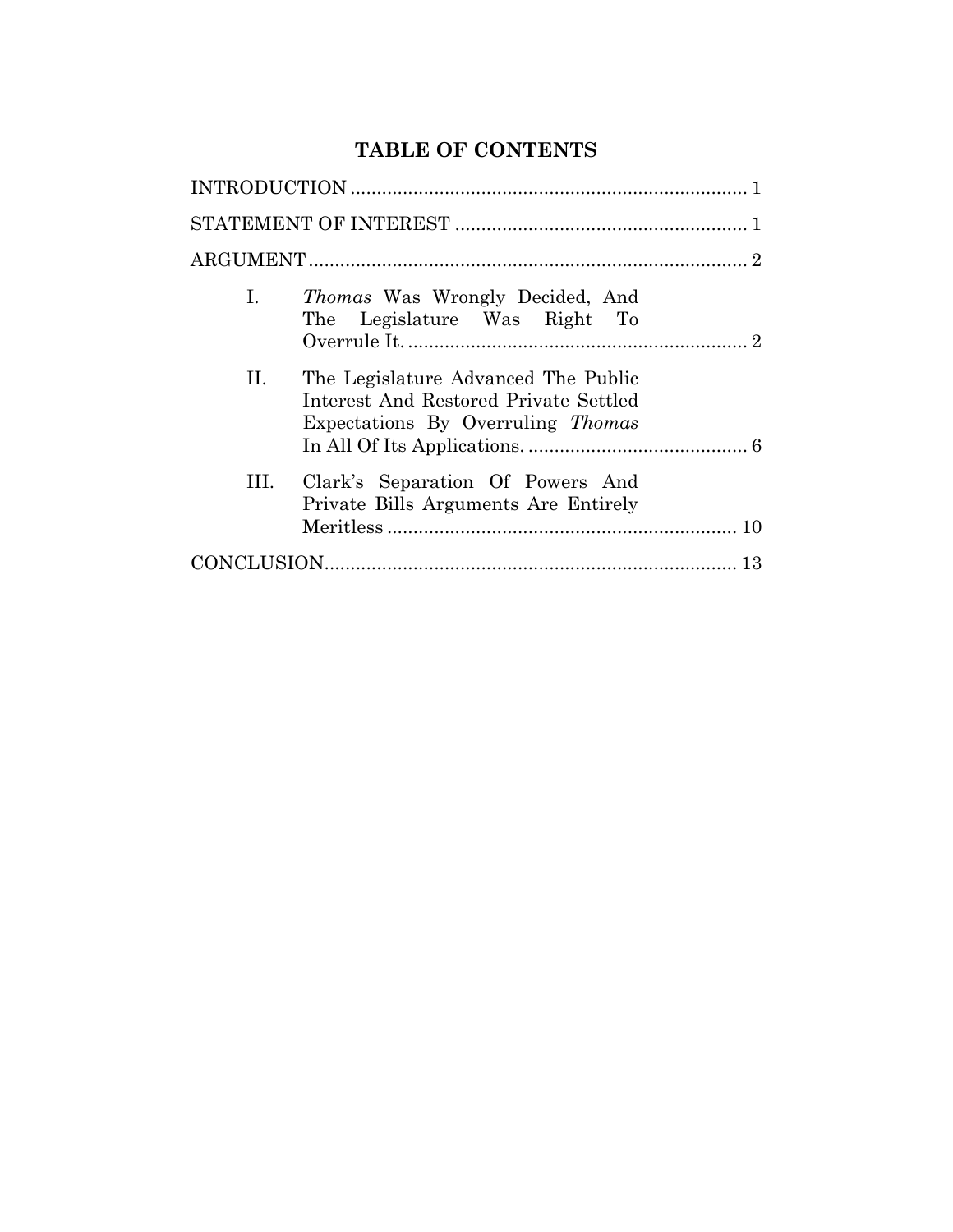# TABLE OF CONTENTS

INTRODUCTION ........................................................................... 1

STATEMENT OF INTEREST ....................................................... 1

ARGUMENT .................................................................................... 2

I. *Thomas* Was Wrongly Decided, And The Legislature Was Right To Overrule It. ................................................................. 2

II. The Legislature Advanced The Public Interest And Restored Private Settled Expectations By Overruling *Thomas* In All Of Its Applications. .......................................... 6

III. Clark's Separation Of Powers And Private Bills Arguments Are Entirely Meritless .................................................................. 10

CONCLUSION.............................................................................. 13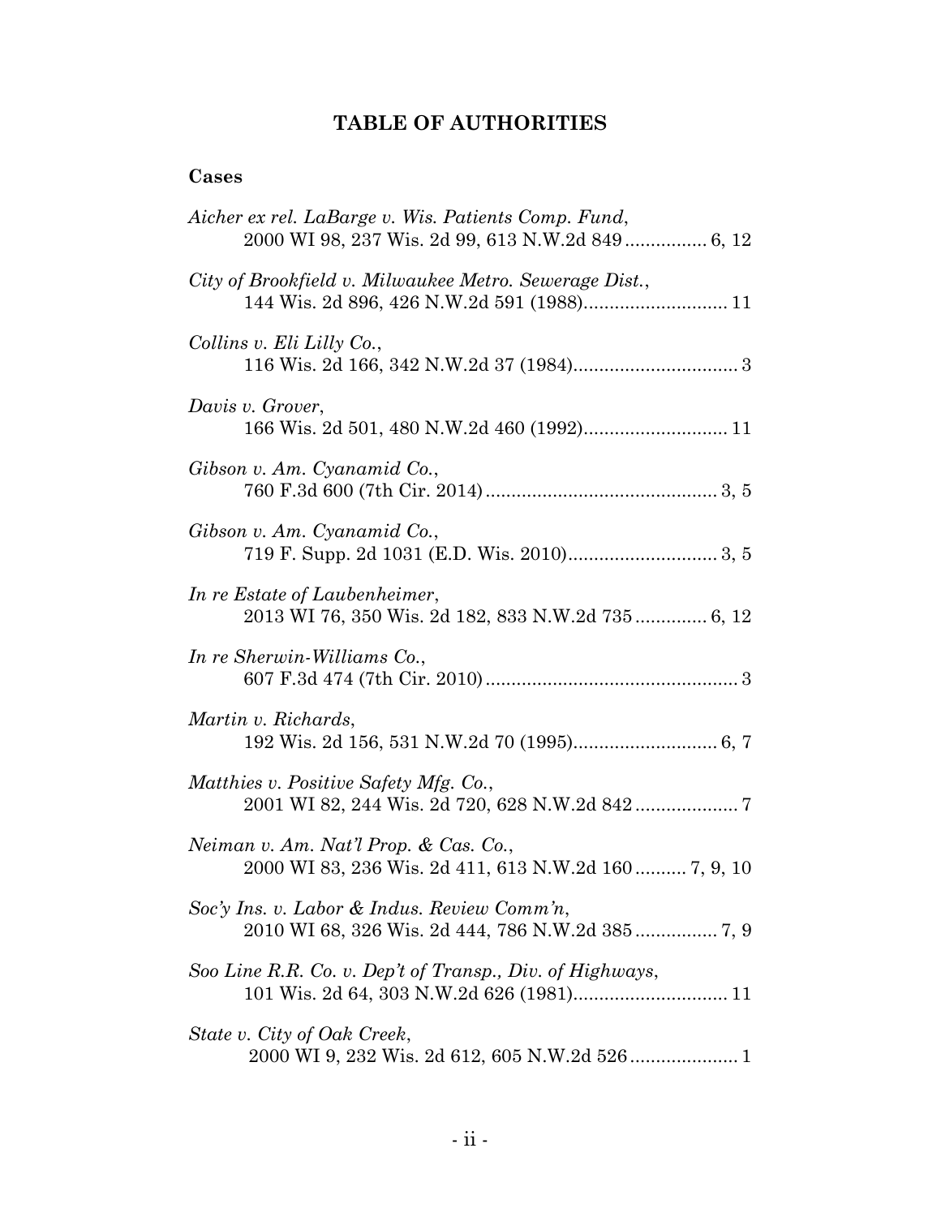## TABLE OF AUTHORITIES

### Cases

*Aicher ex rel. LaBarge v. Wis. Patients Comp. Fund*,
2000 WI 98, 237 Wis. 2d 99, 613 N.W.2d 849 ................ 6, 12

*City of Brookfield v. Milwaukee Metro. Sewerage Dist.*,
144 Wis. 2d 896, 426 N.W.2d 591 (1988)............................ 11

*Collins v. Eli Lilly Co.*,
116 Wis. 2d 166, 342 N.W.2d 37 (1984)................................ 3

*Davis v. Grover*,
166 Wis. 2d 501, 480 N.W.2d 460 (1992)............................ 11

*Gibson v. Am. Cyanamid Co.*,
760 F.3d 600 (7th Cir. 2014)............................................. 3, 5

*Gibson v. Am. Cyanamid Co.*,
719 F. Supp. 2d 1031 (E.D. Wis. 2010)............................. 3, 5

*In re Estate of Laubenheimer*,
2013 WI 76, 350 Wis. 2d 182, 833 N.W.2d 735 .............. 6, 12

*In re Sherwin-Williams Co.*,
607 F.3d 474 (7th Cir. 2010)................................................. 3

*Martin v. Richards*,
192 Wis. 2d 156, 531 N.W.2d 70 (1995)............................ 6, 7

*Matthies v. Positive Safety Mfg. Co.*,
2001 WI 82, 244 Wis. 2d 720, 628 N.W.2d 842 .................... 7

*Neiman v. Am. Nat'l Prop. & Cas. Co.*,
2000 WI 83, 236 Wis. 2d 411, 613 N.W.2d 160 .......... 7, 9, 10

*Soc'y Ins. v. Labor & Indus. Review Comm'n*,
2010 WI 68, 326 Wis. 2d 444, 786 N.W.2d 385 ................ 7, 9

*Soo Line R.R. Co. v. Dep't of Transp., Div. of Highways*,
101 Wis. 2d 64, 303 N.W.2d 626 (1981).............................. 11

*State v. City of Oak Creek*,
2000 WI 9, 232 Wis. 2d 612, 605 N.W.2d 526 ..................... 1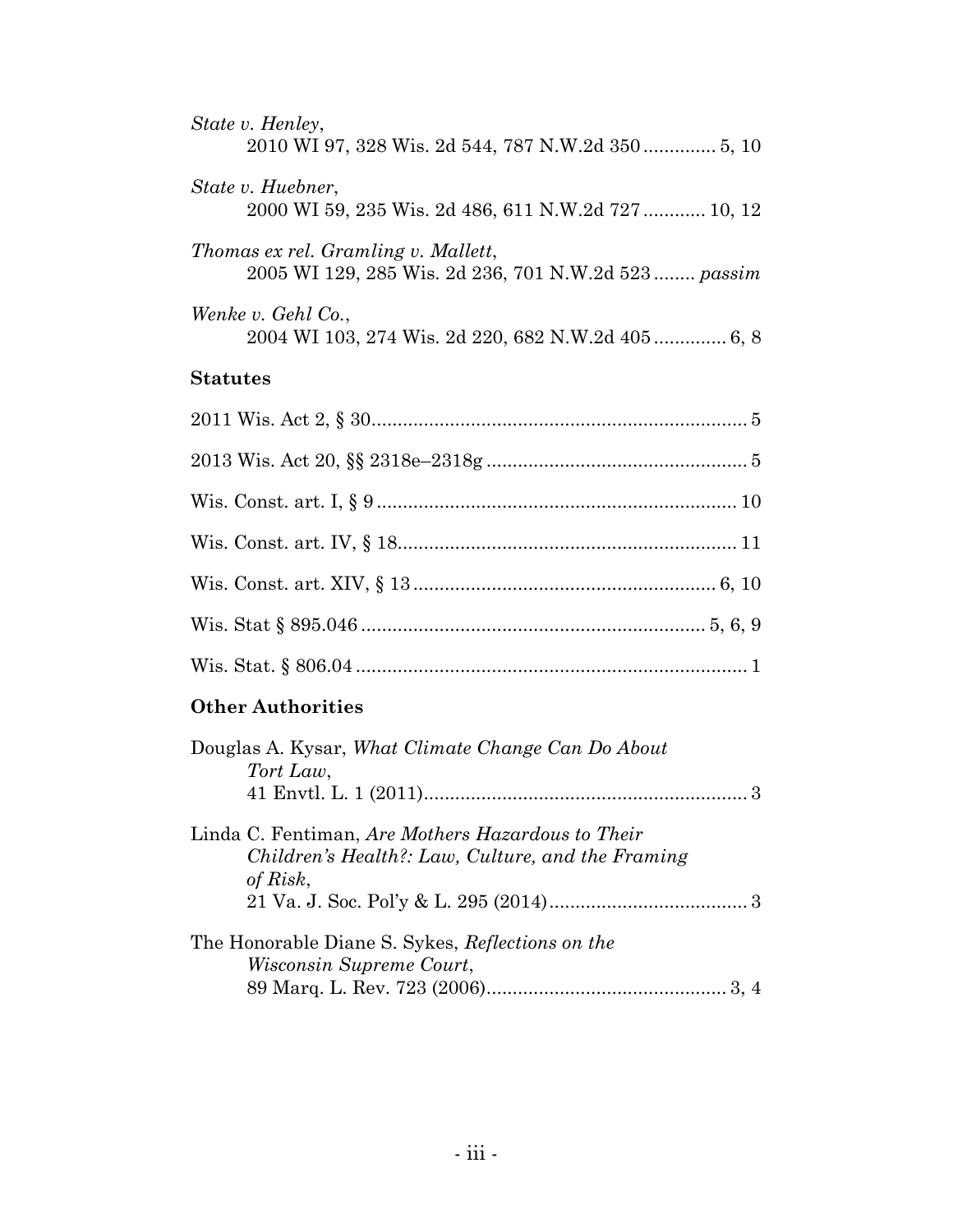*State v. Henley*,
2010 WI 97, 328 Wis. 2d 544, 787 N.W.2d 350 .............. 5, 10

*State v. Huebner*,
2000 WI 59, 235 Wis. 2d 486, 611 N.W.2d 727 ............ 10, 12

*Thomas ex rel. Gramling v. Mallett*,
2005 WI 129, 285 Wis. 2d 236, 701 N.W.2d 523 ........ *passim*

*Wenke v. Gehl Co.*,
2004 WI 103, 274 Wis. 2d 220, 682 N.W.2d 405 .............. 6, 8

**Statutes**

2011 Wis. Act 2, § 30 ........................................................................ 5

2013 Wis. Act 20, §§ 2318e–2318g .................................................. 5

Wis. Const. art. I, § 9 ..................................................................... 10

Wis. Const. art. IV, § 18 ................................................................. 11

Wis. Const. art. XIV, § 13 .......................................................... 6, 10

Wis. Stat § 895.046 .................................................................. 5, 6, 9

Wis. Stat. § 806.04 ........................................................................... 1

**Other Authorities**

Douglas A. Kysar, *What Climate Change Can Do About Tort Law*,
41 Envtl. L. 1 (2011) ............................................................. 3

Linda C. Fentiman, *Are Mothers Hazardous to Their Children's Health?: Law, Culture, and the Framing of Risk*,
21 Va. J. Soc. Pol'y & L. 295 (2014) ...................................... 3

The Honorable Diane S. Sykes, *Reflections on the Wisconsin Supreme Court*,
89 Marq. L. Rev. 723 (2006) ............................................... 3, 4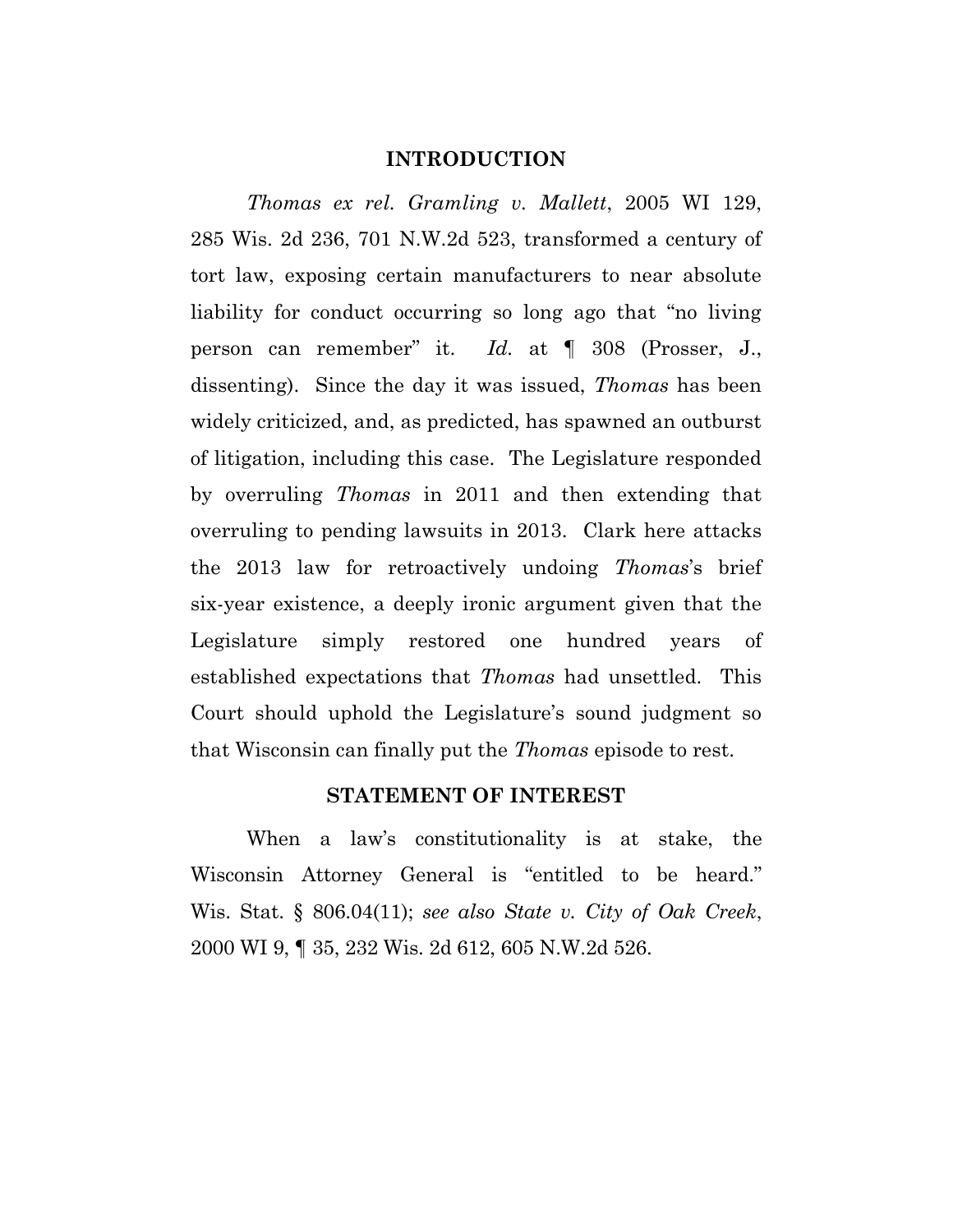## INTRODUCTION

*Thomas ex rel. Gramling v. Mallett*, 2005 WI 129, 285 Wis. 2d 236, 701 N.W.2d 523, transformed a century of tort law, exposing certain manufacturers to near absolute liability for conduct occurring so long ago that "no living person can remember" it. *Id.* at ¶ 308 (Prosser, J., dissenting). Since the day it was issued, *Thomas* has been widely criticized, and, as predicted, has spawned an outburst of litigation, including this case. The Legislature responded by overruling *Thomas* in 2011 and then extending that overruling to pending lawsuits in 2013. Clark here attacks the 2013 law for retroactively undoing *Thomas*'s brief six-year existence, a deeply ironic argument given that the Legislature simply restored one hundred years of established expectations that *Thomas* had unsettled. This Court should uphold the Legislature's sound judgment so that Wisconsin can finally put the *Thomas* episode to rest.

## STATEMENT OF INTEREST

When a law's constitutionality is at stake, the Wisconsin Attorney General is "entitled to be heard." Wis. Stat. § 806.04(11); *see also State v. City of Oak Creek*, 2000 WI 9, ¶ 35, 232 Wis. 2d 612, 605 N.W.2d 526.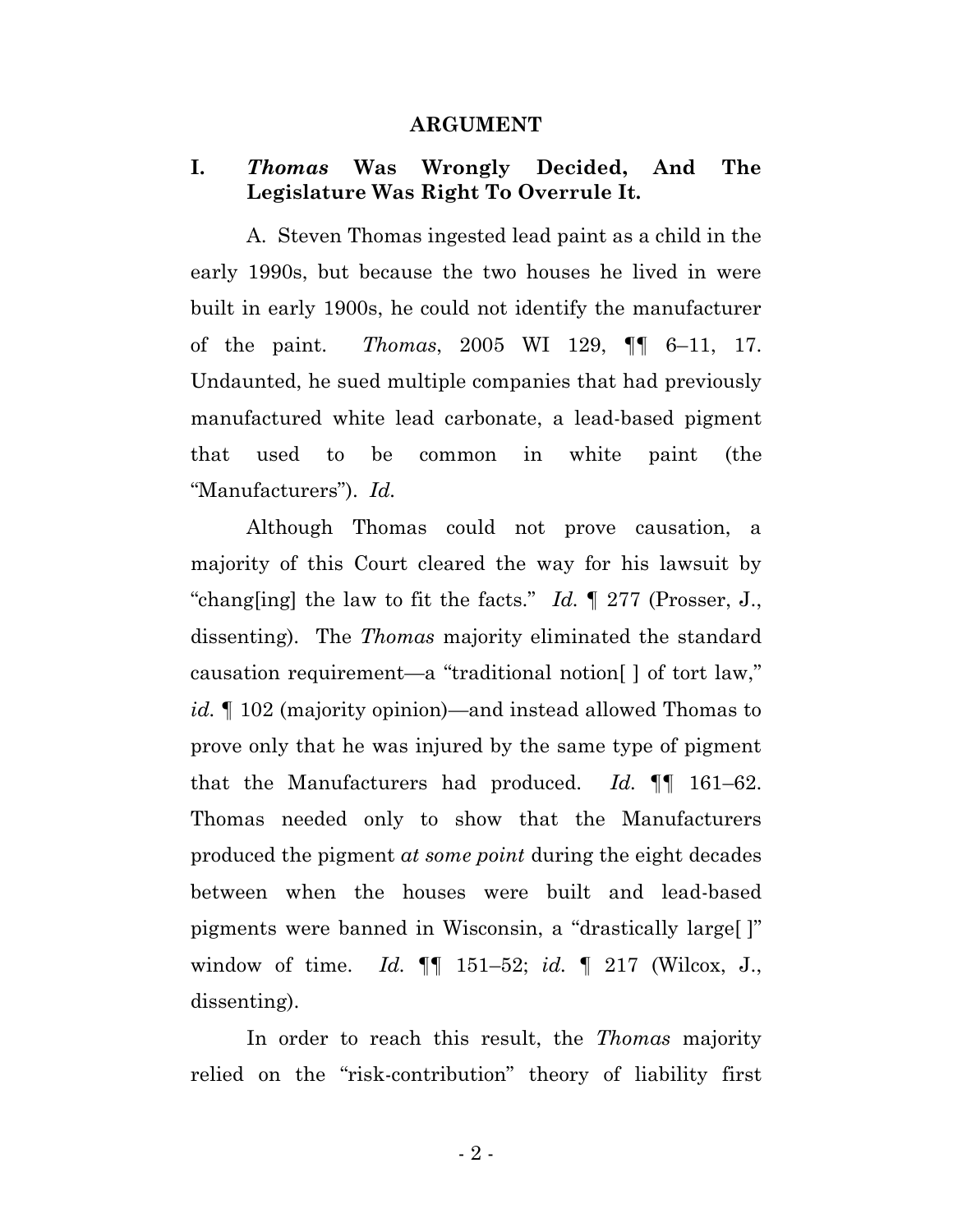## ARGUMENT

### I. *Thomas* Was Wrongly Decided, And The Legislature Was Right To Overrule It.

A. Steven Thomas ingested lead paint as a child in the early 1990s, but because the two houses he lived in were built in early 1900s, he could not identify the manufacturer of the paint. *Thomas*, 2005 WI 129, ¶¶ 6–11, 17. Undaunted, he sued multiple companies that had previously manufactured white lead carbonate, a lead-based pigment that used to be common in white paint (the "Manufacturers"). *Id.*

Although Thomas could not prove causation, a majority of this Court cleared the way for his lawsuit by "chang[ing] the law to fit the facts." *Id.* ¶ 277 (Prosser, J., dissenting). The *Thomas* majority eliminated the standard causation requirement—a "traditional notion[ ] of tort law," *id.* ¶ 102 (majority opinion)—and instead allowed Thomas to prove only that he was injured by the same type of pigment that the Manufacturers had produced. *Id.* ¶¶ 161–62. Thomas needed only to show that the Manufacturers produced the pigment *at some point* during the eight decades between when the houses were built and lead-based pigments were banned in Wisconsin, a "drastically large[ ]" window of time. *Id.* ¶¶ 151–52; *id.* ¶ 217 (Wilcox, J., dissenting).

In order to reach this result, the *Thomas* majority relied on the "risk-contribution" theory of liability first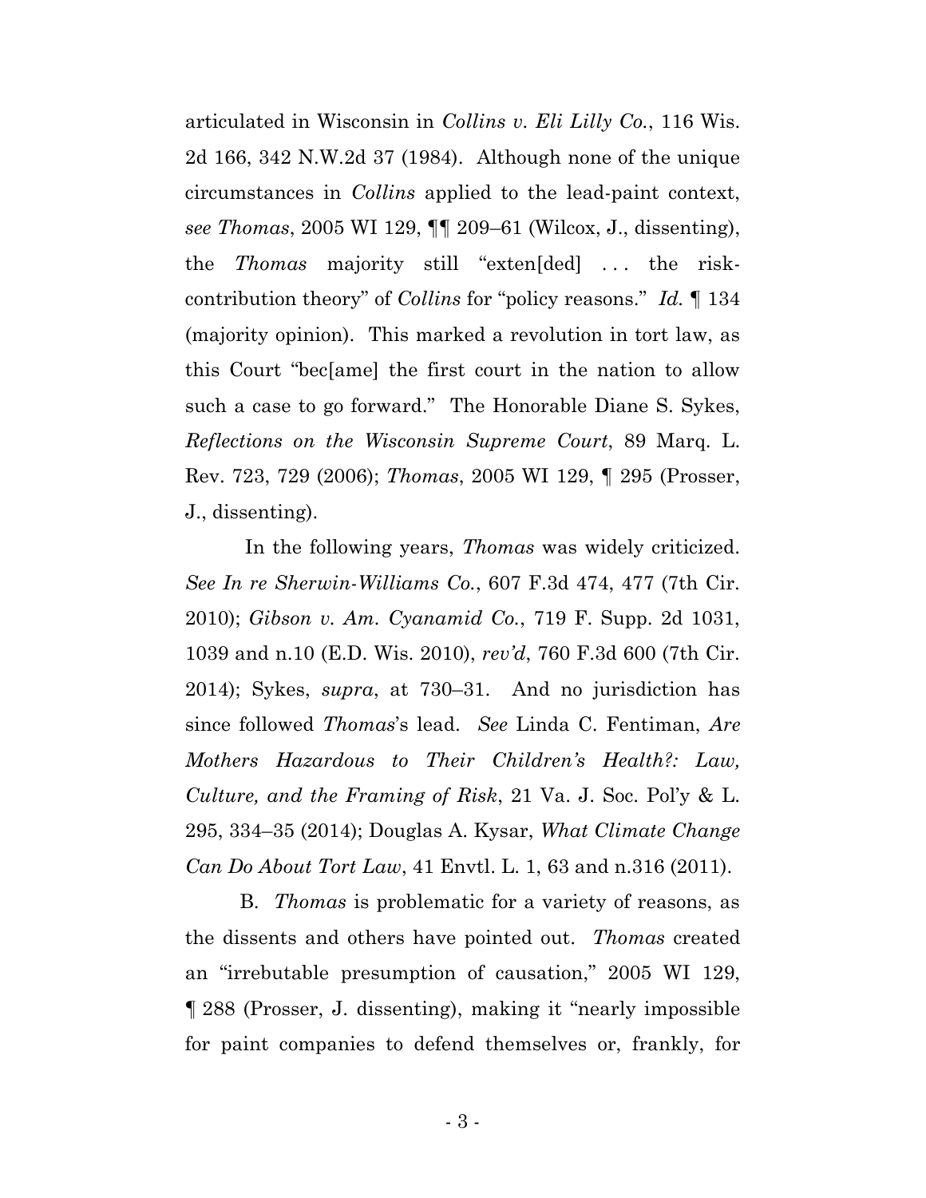articulated in Wisconsin in *Collins v. Eli Lilly Co.*, 116 Wis. 2d 166, 342 N.W.2d 37 (1984). Although none of the unique circumstances in *Collins* applied to the lead-paint context, *see Thomas*, 2005 WI 129, ¶¶ 209–61 (Wilcox, J., dissenting), the *Thomas* majority still "exten[ded] . . . the risk-contribution theory" of *Collins* for "policy reasons." *Id.* ¶ 134 (majority opinion). This marked a revolution in tort law, as this Court "bec[ame] the first court in the nation to allow such a case to go forward." The Honorable Diane S. Sykes, *Reflections on the Wisconsin Supreme Court*, 89 Marq. L. Rev. 723, 729 (2006); *Thomas*, 2005 WI 129, ¶ 295 (Prosser, J., dissenting).

In the following years, *Thomas* was widely criticized. *See In re Sherwin-Williams Co.*, 607 F.3d 474, 477 (7th Cir. 2010); *Gibson v. Am. Cyanamid Co.*, 719 F. Supp. 2d 1031, 1039 and n.10 (E.D. Wis. 2010), *rev'd*, 760 F.3d 600 (7th Cir. 2014); Sykes, *supra*, at 730–31. And no jurisdiction has since followed *Thomas*'s lead. *See* Linda C. Fentiman, *Are Mothers Hazardous to Their Children's Health?: Law, Culture, and the Framing of Risk*, 21 Va. J. Soc. Pol'y & L. 295, 334–35 (2014); Douglas A. Kysar, *What Climate Change Can Do About Tort Law*, 41 Envtl. L. 1, 63 and n.316 (2011).

B. *Thomas* is problematic for a variety of reasons, as the dissents and others have pointed out. *Thomas* created an "irrebutable presumption of causation," 2005 WI 129, ¶ 288 (Prosser, J. dissenting), making it "nearly impossible for paint companies to defend themselves or, frankly, for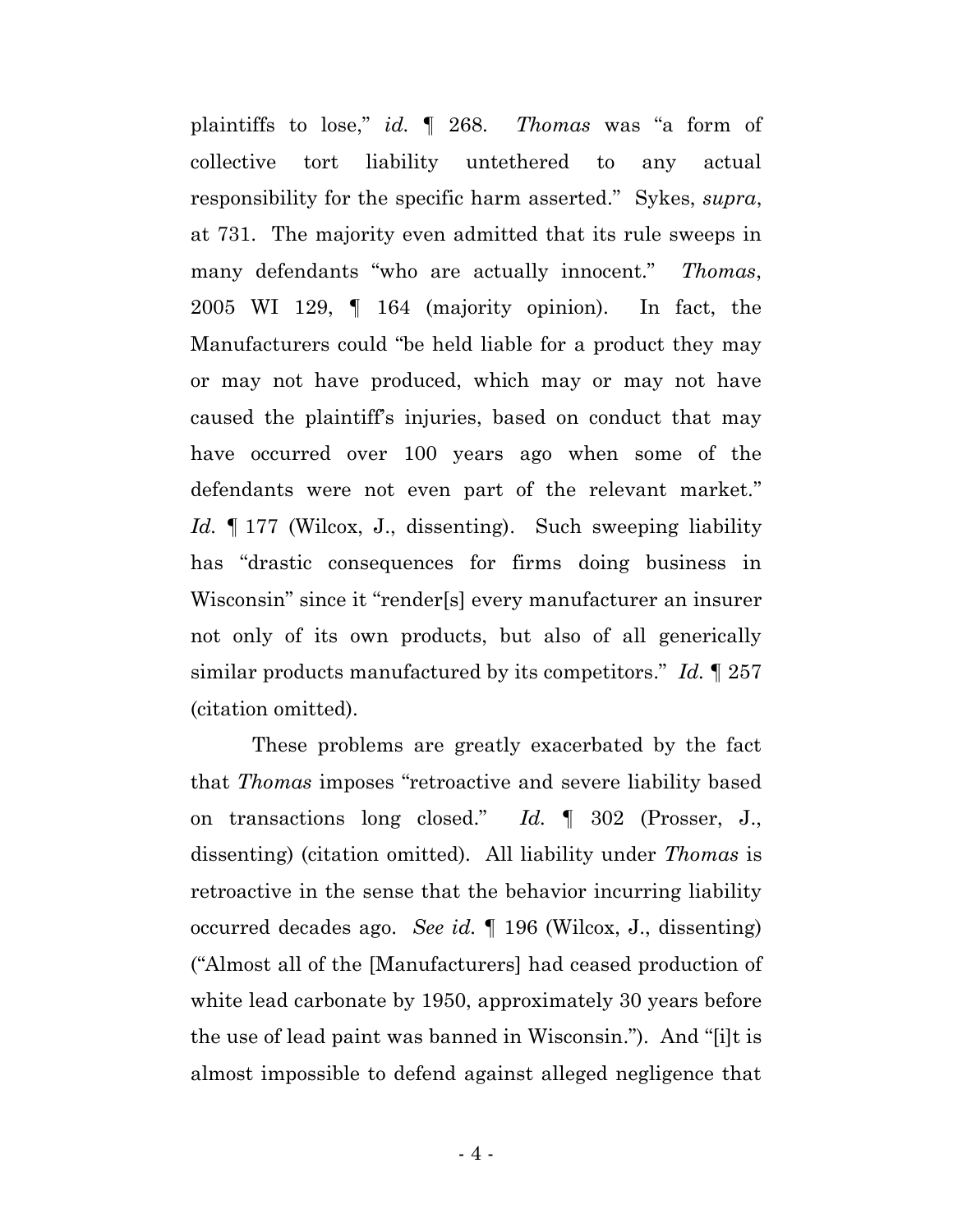plaintiffs to lose," *id.* ¶ 268. *Thomas* was "a form of collective tort liability untethered to any actual responsibility for the specific harm asserted." Sykes, *supra*, at 731. The majority even admitted that its rule sweeps in many defendants "who are actually innocent." *Thomas*, 2005 WI 129, ¶ 164 (majority opinion). In fact, the Manufacturers could "be held liable for a product they may or may not have produced, which may or may not have caused the plaintiff's injuries, based on conduct that may have occurred over 100 years ago when some of the defendants were not even part of the relevant market." *Id.* ¶ 177 (Wilcox, J., dissenting). Such sweeping liability has "drastic consequences for firms doing business in Wisconsin" since it "render[s] every manufacturer an insurer not only of its own products, but also of all generically similar products manufactured by its competitors." *Id.* ¶ 257 (citation omitted).

These problems are greatly exacerbated by the fact that *Thomas* imposes "retroactive and severe liability based on transactions long closed." *Id.* ¶ 302 (Prosser, J., dissenting) (citation omitted). All liability under *Thomas* is retroactive in the sense that the behavior incurring liability occurred decades ago. *See id.* ¶ 196 (Wilcox, J., dissenting) ("Almost all of the [Manufacturers] had ceased production of white lead carbonate by 1950, approximately 30 years before the use of lead paint was banned in Wisconsin."). And "[i]t is almost impossible to defend against alleged negligence that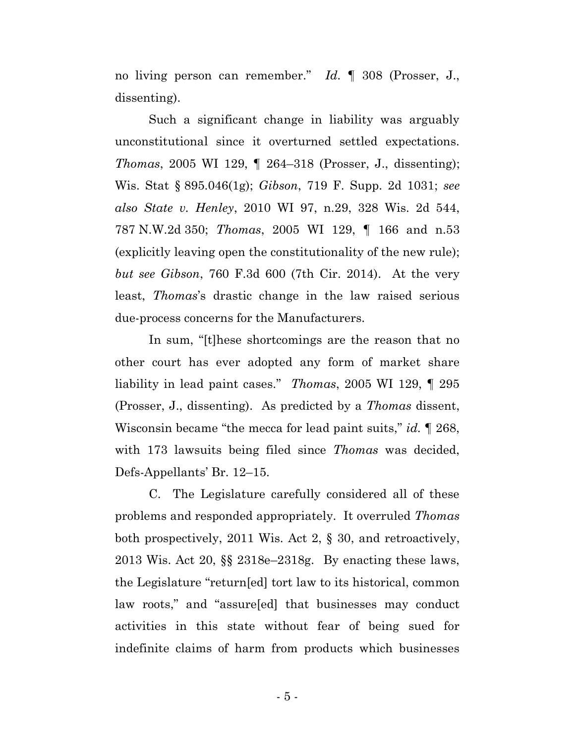no living person can remember." *Id.* ¶ 308 (Prosser, J., dissenting).

Such a significant change in liability was arguably unconstitutional since it overturned settled expectations. *Thomas*, 2005 WI 129, ¶ 264–318 (Prosser, J., dissenting); Wis. Stat § 895.046(1g); *Gibson*, 719 F. Supp. 2d 1031; *see also State v. Henley*, 2010 WI 97, n.29, 328 Wis. 2d 544, 787 N.W.2d 350; *Thomas*, 2005 WI 129, ¶ 166 and n.53 (explicitly leaving open the constitutionality of the new rule); *but see Gibson*, 760 F.3d 600 (7th Cir. 2014). At the very least, *Thomas*'s drastic change in the law raised serious due-process concerns for the Manufacturers.

In sum, "[t]hese shortcomings are the reason that no other court has ever adopted any form of market share liability in lead paint cases." *Thomas*, 2005 WI 129, ¶ 295 (Prosser, J., dissenting). As predicted by a *Thomas* dissent, Wisconsin became "the mecca for lead paint suits," *id.* ¶ 268, with 173 lawsuits being filed since *Thomas* was decided, Defs-Appellants' Br. 12–15.

C. The Legislature carefully considered all of these problems and responded appropriately. It overruled *Thomas* both prospectively, 2011 Wis. Act 2, § 30, and retroactively, 2013 Wis. Act 20, §§ 2318e–2318g. By enacting these laws, the Legislature "return[ed] tort law to its historical, common law roots," and "assure[ed] that businesses may conduct activities in this state without fear of being sued for indefinite claims of harm from products which businesses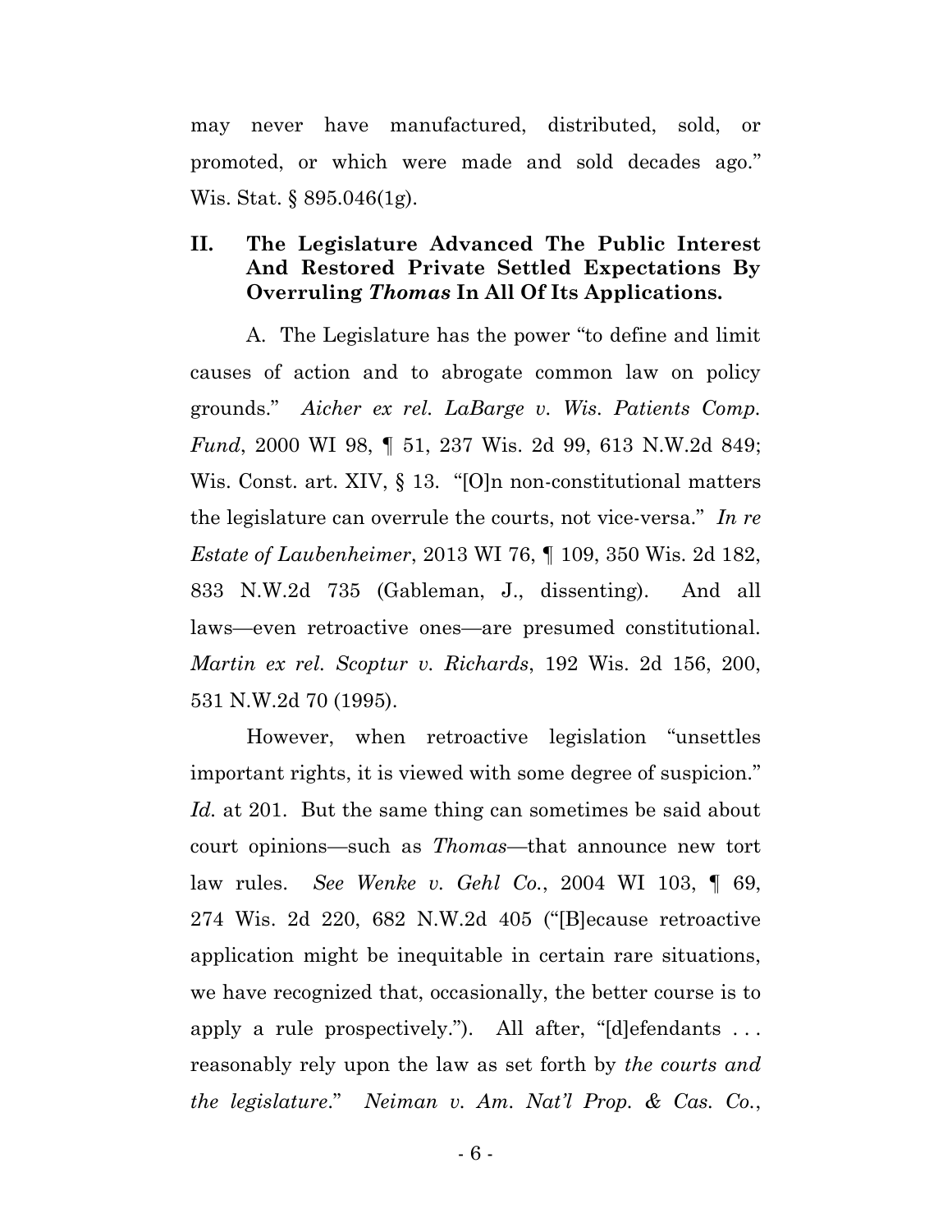may never have manufactured, distributed, sold, or promoted, or which were made and sold decades ago." Wis. Stat. § 895.046(1g).

## II. The Legislature Advanced The Public Interest And Restored Private Settled Expectations By Overruling *Thomas* In All Of Its Applications.

A. The Legislature has the power "to define and limit causes of action and to abrogate common law on policy grounds." *Aicher ex rel. LaBarge v. Wis. Patients Comp. Fund*, 2000 WI 98, ¶ 51, 237 Wis. 2d 99, 613 N.W.2d 849; Wis. Const. art. XIV, § 13. "[O]n non-constitutional matters the legislature can overrule the courts, not vice-versa." *In re Estate of Laubenheimer*, 2013 WI 76, ¶ 109, 350 Wis. 2d 182, 833 N.W.2d 735 (Gableman, J., dissenting). And all laws—even retroactive ones—are presumed constitutional. *Martin ex rel. Scoptur v. Richards*, 192 Wis. 2d 156, 200, 531 N.W.2d 70 (1995).

However, when retroactive legislation "unsettles important rights, it is viewed with some degree of suspicion." *Id.* at 201. But the same thing can sometimes be said about court opinions—such as *Thomas*—that announce new tort law rules. *See Wenke v. Gehl Co.*, 2004 WI 103, ¶ 69, 274 Wis. 2d 220, 682 N.W.2d 405 ("[B]ecause retroactive application might be inequitable in certain rare situations, we have recognized that, occasionally, the better course is to apply a rule prospectively."). All after, "[d]efendants . . . reasonably rely upon the law as set forth by *the courts and the legislature*." *Neiman v. Am. Nat'l Prop. & Cas. Co.*,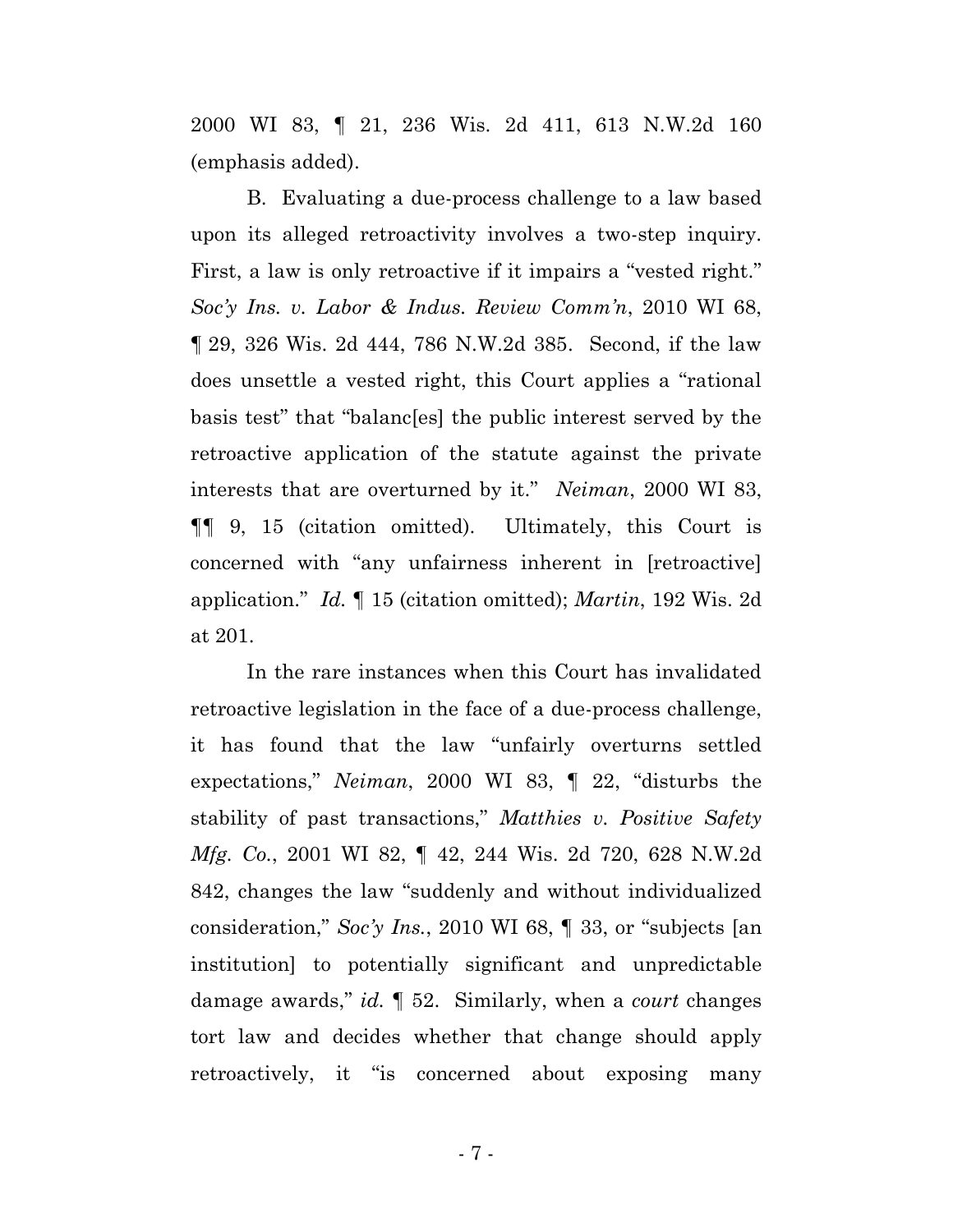2000 WI 83, ¶ 21, 236 Wis. 2d 411, 613 N.W.2d 160 (emphasis added).

B. Evaluating a due-process challenge to a law based upon its alleged retroactivity involves a two-step inquiry. First, a law is only retroactive if it impairs a "vested right." *Soc'y Ins. v. Labor & Indus. Review Comm'n*, 2010 WI 68, ¶ 29, 326 Wis. 2d 444, 786 N.W.2d 385. Second, if the law does unsettle a vested right, this Court applies a "rational basis test" that "balanc[es] the public interest served by the retroactive application of the statute against the private interests that are overturned by it." *Neiman*, 2000 WI 83, ¶¶ 9, 15 (citation omitted). Ultimately, this Court is concerned with "any unfairness inherent in [retroactive] application." *Id.* ¶ 15 (citation omitted); *Martin*, 192 Wis. 2d at 201.

In the rare instances when this Court has invalidated retroactive legislation in the face of a due-process challenge, it has found that the law "unfairly overturns settled expectations," *Neiman*, 2000 WI 83, ¶ 22, "disturbs the stability of past transactions," *Matthies v. Positive Safety Mfg. Co.*, 2001 WI 82, ¶ 42, 244 Wis. 2d 720, 628 N.W.2d 842, changes the law "suddenly and without individualized consideration," *Soc'y Ins.*, 2010 WI 68, ¶ 33, or "subjects [an institution] to potentially significant and unpredictable damage awards," *id.* ¶ 52. Similarly, when a *court* changes tort law and decides whether that change should apply retroactively, it "is concerned about exposing many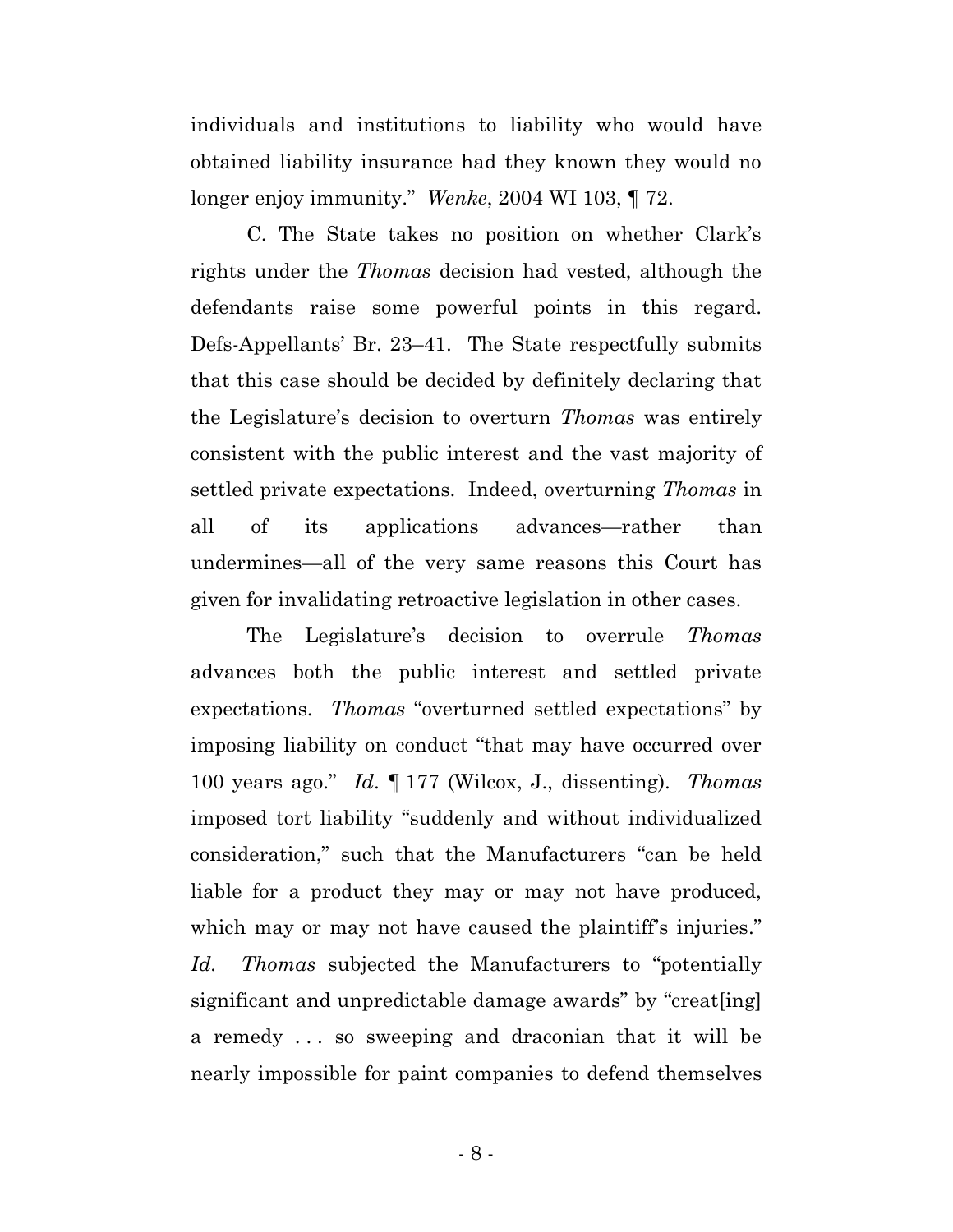individuals and institutions to liability who would have obtained liability insurance had they known they would no longer enjoy immunity." *Wenke*, 2004 WI 103, ¶ 72.

C. The State takes no position on whether Clark's rights under the *Thomas* decision had vested, although the defendants raise some powerful points in this regard. Defs-Appellants' Br. 23–41. The State respectfully submits that this case should be decided by definitely declaring that the Legislature's decision to overturn *Thomas* was entirely consistent with the public interest and the vast majority of settled private expectations. Indeed, overturning *Thomas* in all of its applications advances—rather than undermines—all of the very same reasons this Court has given for invalidating retroactive legislation in other cases.

The Legislature's decision to overrule *Thomas* advances both the public interest and settled private expectations. *Thomas* "overturned settled expectations" by imposing liability on conduct "that may have occurred over 100 years ago." *Id*. ¶ 177 (Wilcox, J., dissenting). *Thomas* imposed tort liability "suddenly and without individualized consideration," such that the Manufacturers "can be held liable for a product they may or may not have produced, which may or may not have caused the plaintiff's injuries." *Id*. *Thomas* subjected the Manufacturers to "potentially significant and unpredictable damage awards" by "creat[ing] a remedy . . . so sweeping and draconian that it will be nearly impossible for paint companies to defend themselves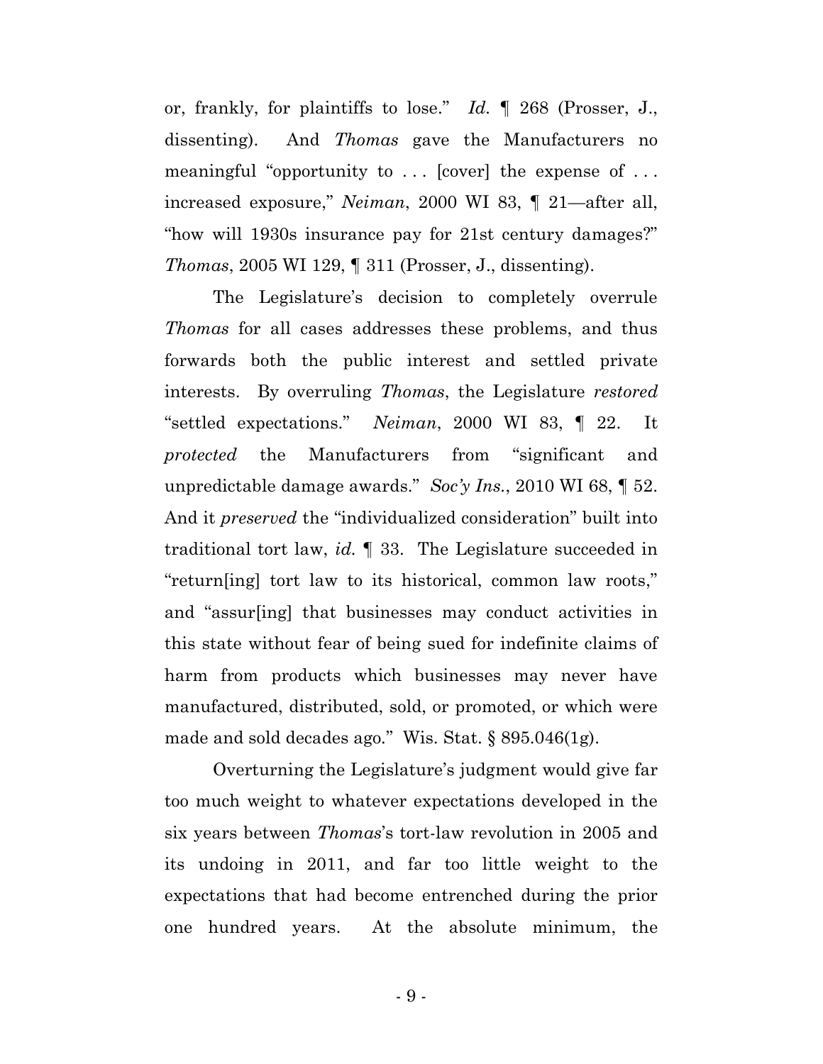or, frankly, for plaintiffs to lose." *Id.* ¶ 268 (Prosser, J., dissenting). And *Thomas* gave the Manufacturers no meaningful "opportunity to . . . [cover] the expense of . . . increased exposure," *Neiman*, 2000 WI 83, ¶ 21—after all, "how will 1930s insurance pay for 21st century damages?" *Thomas*, 2005 WI 129, ¶ 311 (Prosser, J., dissenting).

The Legislature's decision to completely overrule *Thomas* for all cases addresses these problems, and thus forwards both the public interest and settled private interests. By overruling *Thomas*, the Legislature *restored* "settled expectations." *Neiman*, 2000 WI 83, ¶ 22. It *protected* the Manufacturers from "significant and unpredictable damage awards." *Soc'y Ins.*, 2010 WI 68, ¶ 52. And it *preserved* the "individualized consideration" built into traditional tort law, *id.* ¶ 33. The Legislature succeeded in "return[ing] tort law to its historical, common law roots," and "assur[ing] that businesses may conduct activities in this state without fear of being sued for indefinite claims of harm from products which businesses may never have manufactured, distributed, sold, or promoted, or which were made and sold decades ago." Wis. Stat. § 895.046(1g).

Overturning the Legislature's judgment would give far too much weight to whatever expectations developed in the six years between *Thomas*'s tort-law revolution in 2005 and its undoing in 2011, and far too little weight to the expectations that had become entrenched during the prior one hundred years. At the absolute minimum, the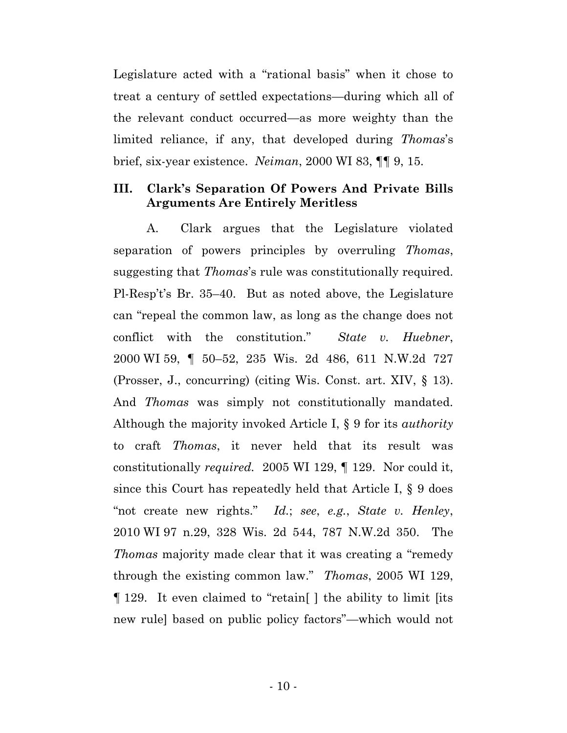Legislature acted with a "rational basis" when it chose to treat a century of settled expectations—during which all of the relevant conduct occurred—as more weighty than the limited reliance, if any, that developed during *Thomas*'s brief, six-year existence. *Neiman*, 2000 WI 83, ¶¶ 9, 15.

### III. Clark's Separation Of Powers And Private Bills Arguments Are Entirely Meritless

A. Clark argues that the Legislature violated separation of powers principles by overruling *Thomas*, suggesting that *Thomas*'s rule was constitutionally required. Pl-Resp't's Br. 35–40. But as noted above, the Legislature can "repeal the common law, as long as the change does not conflict with the constitution." *State v. Huebner*, 2000 WI 59, ¶ 50–52, 235 Wis. 2d 486, 611 N.W.2d 727 (Prosser, J., concurring) (citing Wis. Const. art. XIV, § 13). And *Thomas* was simply not constitutionally mandated. Although the majority invoked Article I, § 9 for its *authority* to craft *Thomas*, it never held that its result was constitutionally *required*. 2005 WI 129, ¶ 129. Nor could it, since this Court has repeatedly held that Article I, § 9 does "not create new rights." *Id.*; *see*, *e.g.*, *State v. Henley*, 2010 WI 97 n.29, 328 Wis. 2d 544, 787 N.W.2d 350. The *Thomas* majority made clear that it was creating a "remedy through the existing common law." *Thomas*, 2005 WI 129, ¶ 129. It even claimed to "retain[ ] the ability to limit [its new rule] based on public policy factors"—which would not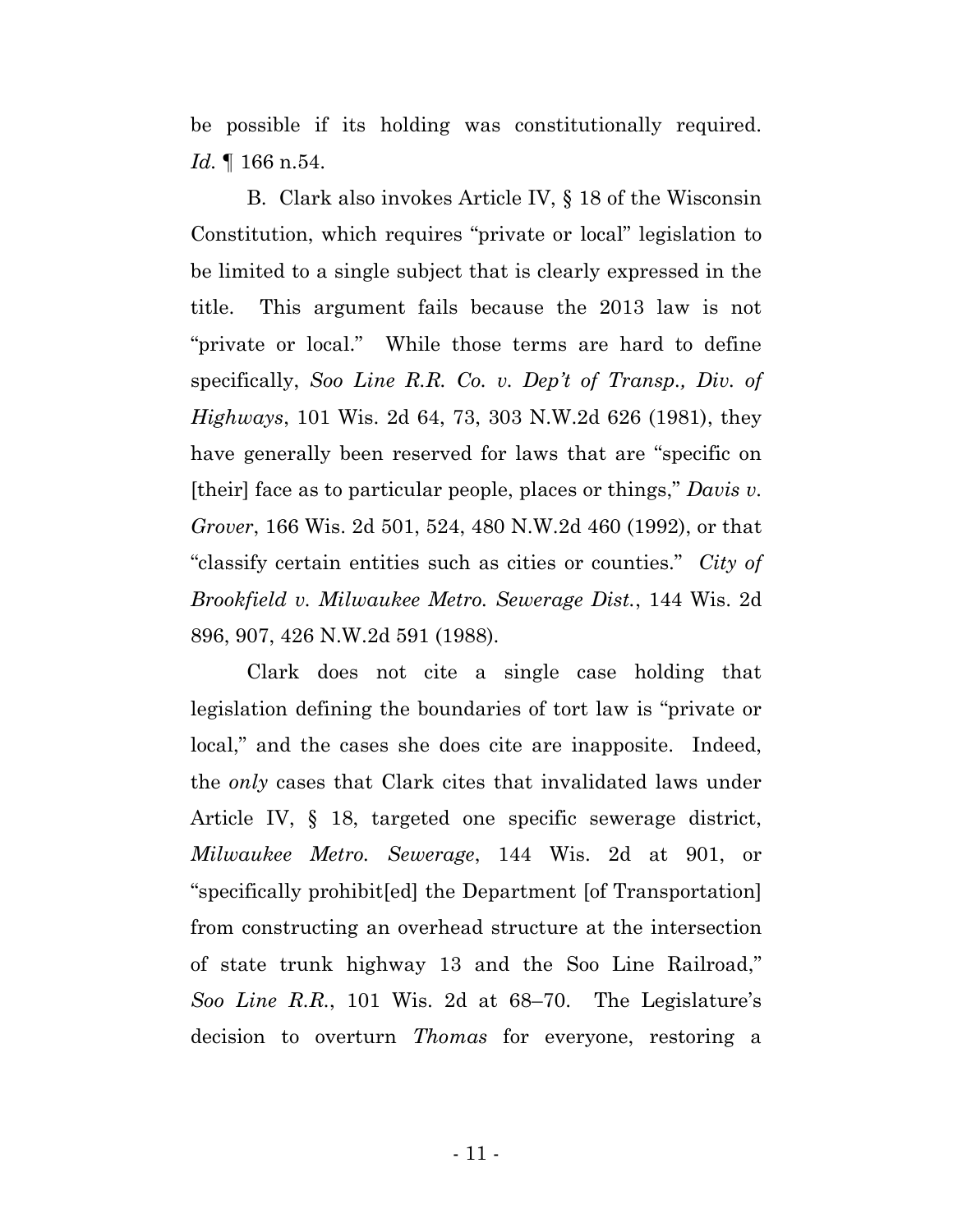be possible if its holding was constitutionally required. *Id.* ¶ 166 n.54.

B. Clark also invokes Article IV, § 18 of the Wisconsin Constitution, which requires "private or local" legislation to be limited to a single subject that is clearly expressed in the title. This argument fails because the 2013 law is not "private or local." While those terms are hard to define specifically, *Soo Line R.R. Co. v. Dep't of Transp., Div. of Highways*, 101 Wis. 2d 64, 73, 303 N.W.2d 626 (1981), they have generally been reserved for laws that are "specific on [their] face as to particular people, places or things," *Davis v. Grover*, 166 Wis. 2d 501, 524, 480 N.W.2d 460 (1992), or that "classify certain entities such as cities or counties." *City of Brookfield v. Milwaukee Metro. Sewerage Dist.*, 144 Wis. 2d 896, 907, 426 N.W.2d 591 (1988).

Clark does not cite a single case holding that legislation defining the boundaries of tort law is "private or local," and the cases she does cite are inapposite. Indeed, the *only* cases that Clark cites that invalidated laws under Article IV, § 18, targeted one specific sewerage district, *Milwaukee Metro. Sewerage*, 144 Wis. 2d at 901, or "specifically prohibit[ed] the Department [of Transportation] from constructing an overhead structure at the intersection of state trunk highway 13 and the Soo Line Railroad," *Soo Line R.R.*, 101 Wis. 2d at 68–70. The Legislature's decision to overturn *Thomas* for everyone, restoring a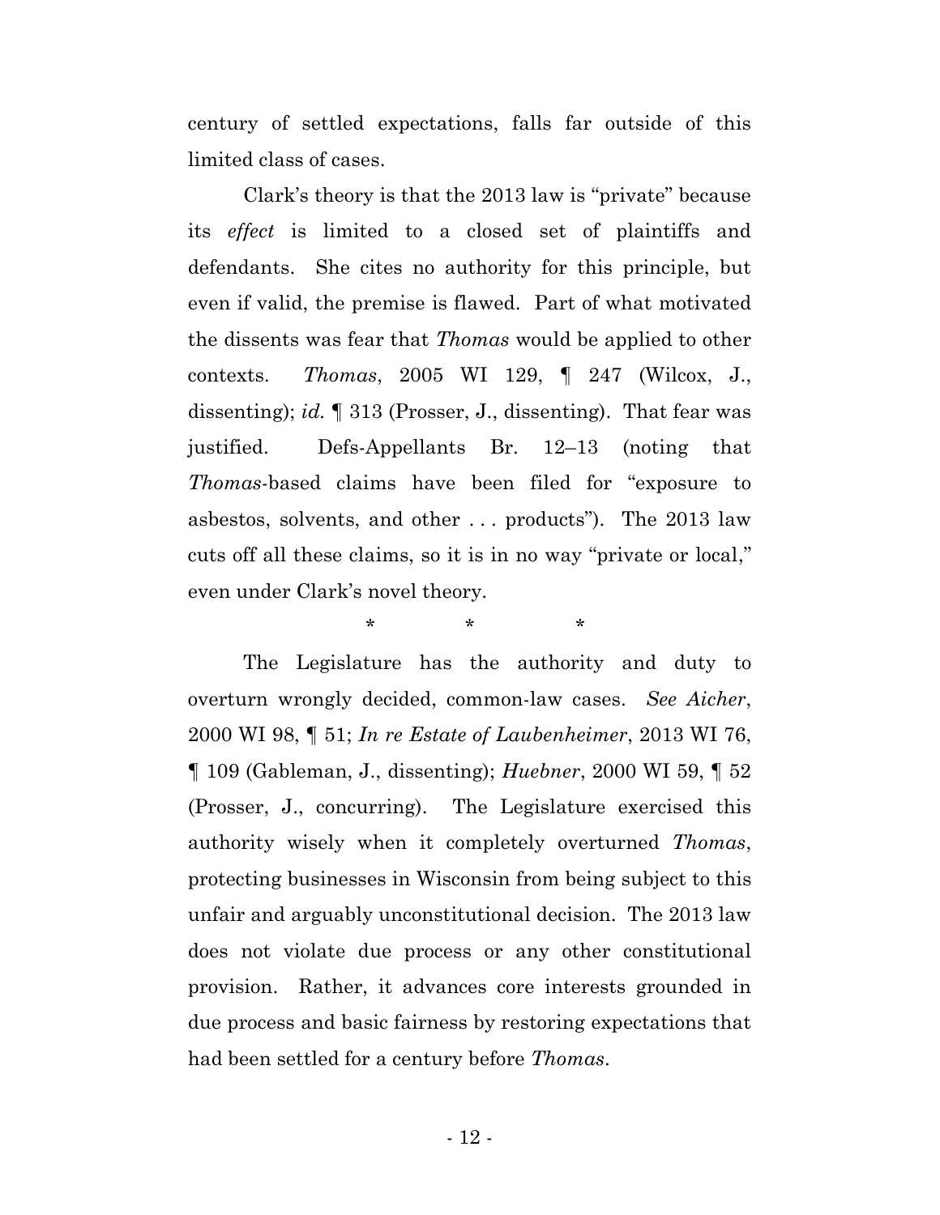century of settled expectations, falls far outside of this limited class of cases.

Clark's theory is that the 2013 law is "private" because its *effect* is limited to a closed set of plaintiffs and defendants. She cites no authority for this principle, but even if valid, the premise is flawed. Part of what motivated the dissents was fear that *Thomas* would be applied to other contexts. *Thomas*, 2005 WI 129, ¶ 247 (Wilcox, J., dissenting); *id.* ¶ 313 (Prosser, J., dissenting). That fear was justified. Defs-Appellants Br. 12–13 (noting that *Thomas*-based claims have been filed for "exposure to asbestos, solvents, and other . . . products"). The 2013 law cuts off all these claims, so it is in no way "private or local," even under Clark's novel theory.

\* \* \*

The Legislature has the authority and duty to overturn wrongly decided, common-law cases. *See Aicher*, 2000 WI 98, ¶ 51; *In re Estate of Laubenheimer*, 2013 WI 76, ¶ 109 (Gableman, J., dissenting); *Huebner*, 2000 WI 59, ¶ 52 (Prosser, J., concurring). The Legislature exercised this authority wisely when it completely overturned *Thomas*, protecting businesses in Wisconsin from being subject to this unfair and arguably unconstitutional decision. The 2013 law does not violate due process or any other constitutional provision. Rather, it advances core interests grounded in due process and basic fairness by restoring expectations that had been settled for a century before *Thomas*.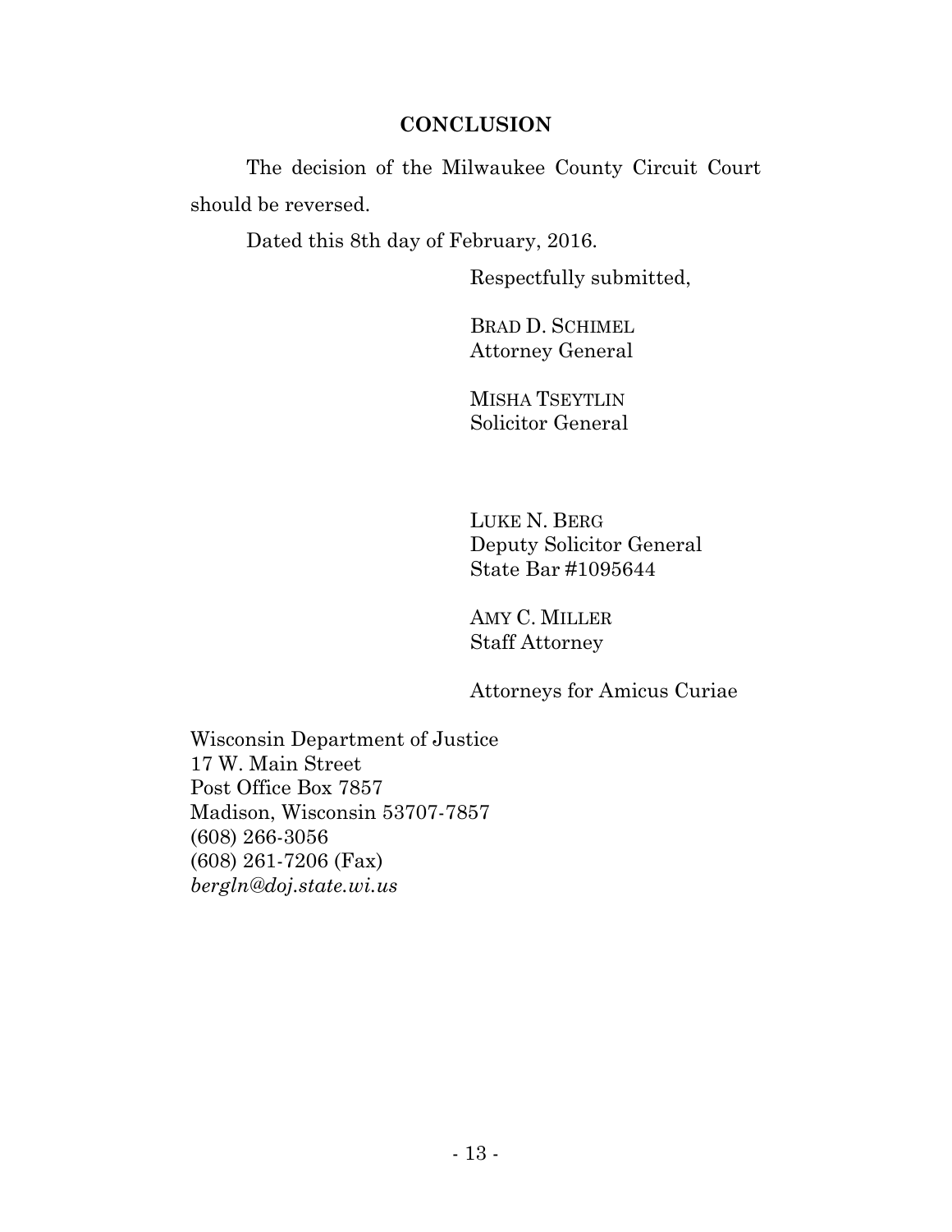## CONCLUSION

The decision of the Milwaukee County Circuit Court should be reversed.

Dated this 8th day of February, 2016.

Respectfully submitted,

BRAD D. SCHIMEL
Attorney General

MISHA TSEYTLIN
Solicitor General

LUKE N. BERG
Deputy Solicitor General
State Bar #1095644

AMY C. MILLER
Staff Attorney

Attorneys for Amicus Curiae

Wisconsin Department of Justice
17 W. Main Street
Post Office Box 7857
Madison, Wisconsin 53707-7857
(608) 266-3056
(608) 261-7206 (Fax)
*bergln@doj.state.wi.us*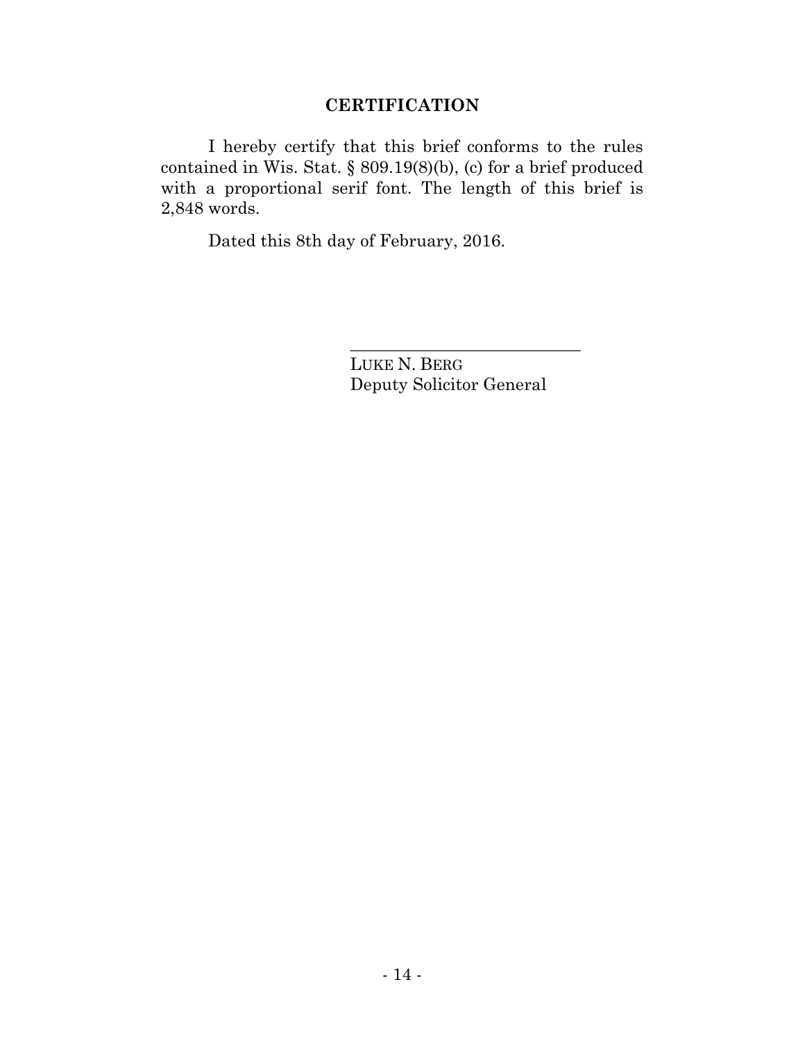## CERTIFICATION

I hereby certify that this brief conforms to the rules contained in Wis. Stat. § 809.19(8)(b), (c) for a brief produced with a proportional serif font. The length of this brief is 2,848 words.

Dated this 8th day of February, 2016.

\_\_\_\_\_\_\_\_\_\_\_\_\_\_\_\_\_\_\_\_\_\_\_\_\_\_\_\_
LUKE N. BERG
Deputy Solicitor General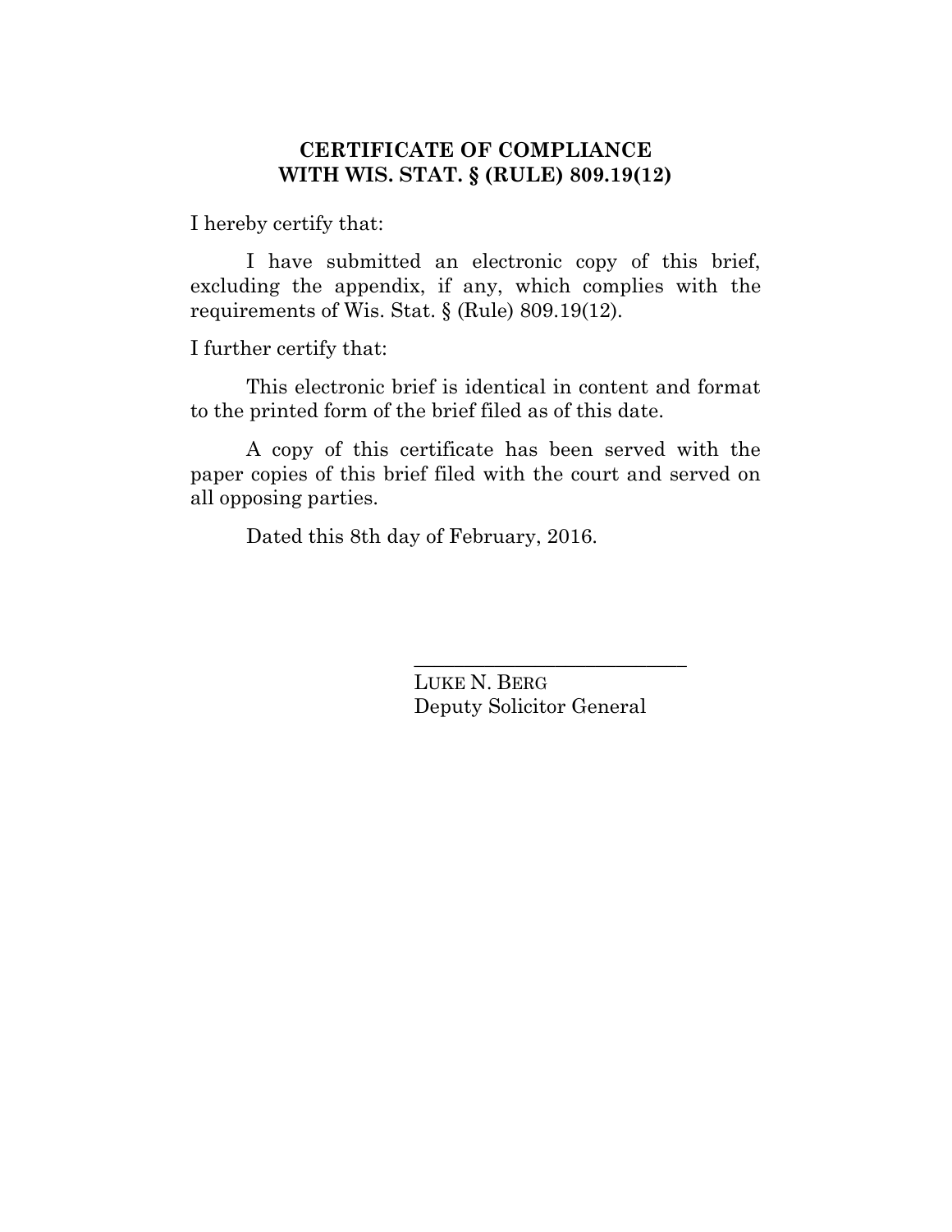**CERTIFICATE OF COMPLIANCE**
**WITH WIS. STAT. § (RULE) 809.19(12)**

I hereby certify that:

I have submitted an electronic copy of this brief, excluding the appendix, if any, which complies with the requirements of Wis. Stat. § (Rule) 809.19(12).

I further certify that:

This electronic brief is identical in content and format to the printed form of the brief filed as of this date.

A copy of this certificate has been served with the paper copies of this brief filed with the court and served on all opposing parties.

Dated this 8th day of February, 2016.

\_\_\_\_\_\_\_\_\_\_\_\_\_\_\_\_\_\_\_\_\_\_\_\_\_\_\_\_

LUKE N. BERG
Deputy Solicitor General